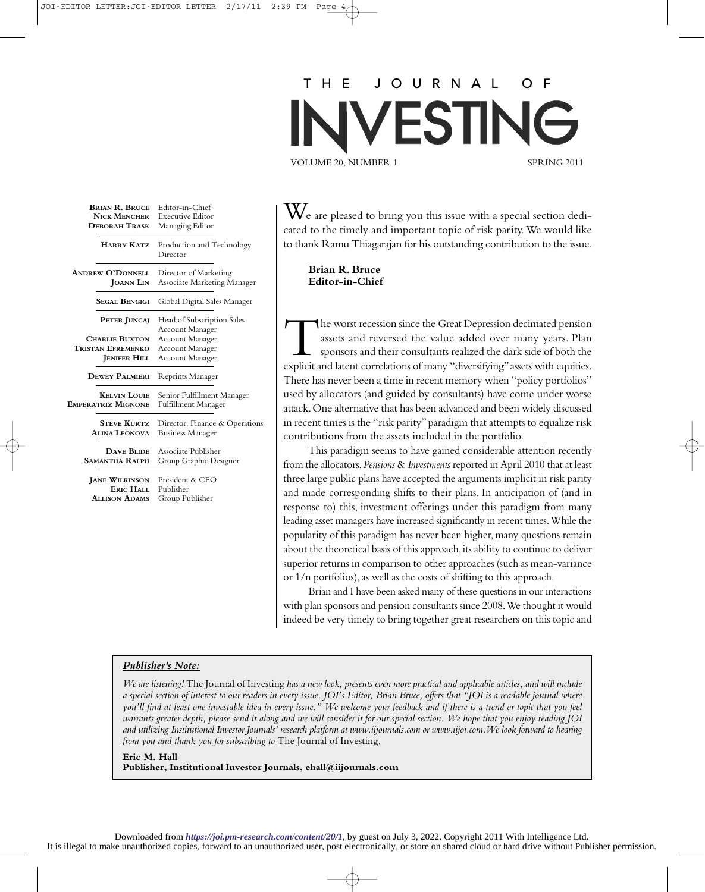# THE JOURNAL OF INVESTING

VOLUME 20, NUMBER 1 SPRING 2011

| | |
|---|---|
| **BRIAN R. BRUCE** | Editor-in-Chief |
| **NICK MENCHER** | Executive Editor |
| **DEBORAH TRASK** | Managing Editor |
| **HARRY KATZ** | Production and Technology Director |
| **ANDREW O'DONNELL** | Director of Marketing |
| **JOANN LIN** | Associate Marketing Manager |
| **SEGAL BENGIGI** | Global Digital Sales Manager |
| **PETER JUNCAJ** | Head of Subscription Sales Account Manager |
| **CHARLIE BUXTON** | Account Manager |
| **TRISTAN EFREMENKO** | Account Manager |
| **JENIFER HILL** | Account Manager |
| **DEWEY PALMIERI** | Reprints Manager |
| **KELVIN LOUIE** | Senior Fulfillment Manager |
| **EMPERATRIZ MIGNONE** | Fulfillment Manager |
| **STEVE KURTZ** | Director, Finance & Operations |
| **ALINA LEONOVA** | Business Manager |
| **DAVE BLIDE** | Associate Publisher |
| **SAMANTHA RALPH** | Group Graphic Designer |
| **JANE WILKINSON** | President & CEO |
| **ERIC HALL** | Publisher |
| **ALLISON ADAMS** | Group Publisher |

We are pleased to bring you this issue with a special section dedicated to the timely and important topic of risk parity. We would like to thank Ramu Thiagarajan for his outstanding contribution to the issue.

**Brian R. Bruce**
**Editor-in-Chief**

The worst recession since the Great Depression decimated pension assets and reversed the value added over many years. Plan sponsors and their consultants realized the dark side of both the explicit and latent correlations of many "diversifying" assets with equities. There has never been a time in recent memory when "policy portfolios" used by allocators (and guided by consultants) have come under worse attack. One alternative that has been advanced and been widely discussed in recent times is the "risk parity" paradigm that attempts to equalize risk contributions from the assets included in the portfolio.

This paradigm seems to have gained considerable attention recently from the allocators. *Pensions & Investments* reported in April 2010 that at least three large public plans have accepted the arguments implicit in risk parity and made corresponding shifts to their plans. In anticipation of (and in response to) this, investment offerings under this paradigm from many leading asset managers have increased significantly in recent times. While the popularity of this paradigm has never been higher, many questions remain about the theoretical basis of this approach, its ability to continue to deliver superior returns in comparison to other approaches (such as mean-variance or 1/n portfolios), as well as the costs of shifting to this approach.

Brian and I have been asked many of these questions in our interactions with plan sponsors and pension consultants since 2008. We thought it would indeed be very timely to bring together great researchers on this topic and

**_Publisher's Note:_**

*We are listening!* The Journal of Investing *has a new look, presents even more practical and applicable articles, and will include a special section of interest to our readers in every issue. JOI's Editor, Brian Bruce, offers that "JOI is a readable journal where you'll find at least one investable idea in every issue." We welcome your feedback and if there is a trend or topic that you feel warrants greater depth, please send it along and we will consider it for our special section. We hope that you enjoy reading JOI and utilizing Institutional Investor Journals' research platform at www.iijournals.com or www.iijoi.com. We look forward to hearing from you and thank you for subscribing to* The Journal of Investing.

**Eric M. Hall**
**Publisher, Institutional Investor Journals, ehall@iijournals.com**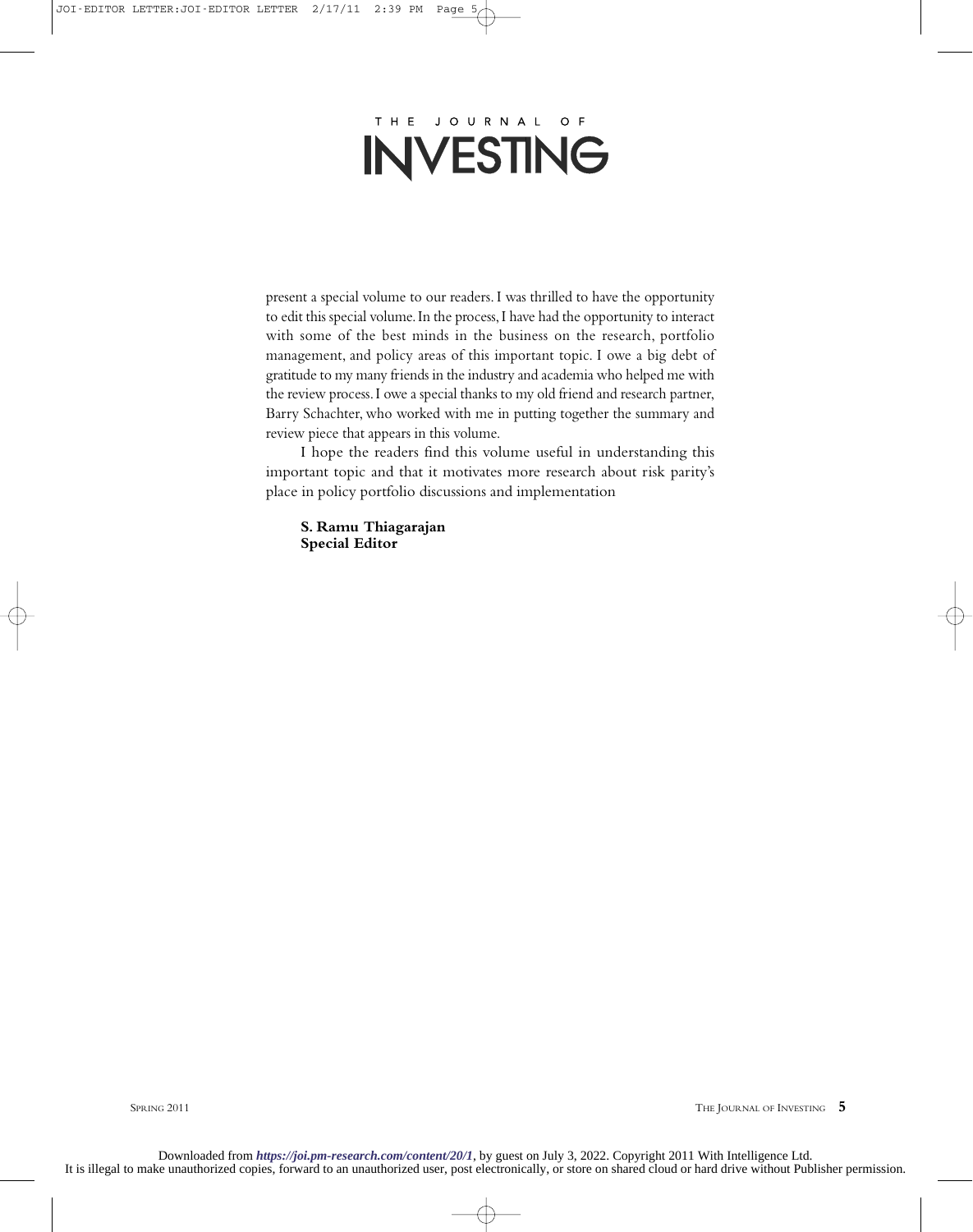present a special volume to our readers. I was thrilled to have the opportunity to edit this special volume. In the process, I have had the opportunity to interact with some of the best minds in the business on the research, portfolio management, and policy areas of this important topic. I owe a big debt of gratitude to my many friends in the industry and academia who helped me with the review process. I owe a special thanks to my old friend and research partner, Barry Schachter, who worked with me in putting together the summary and review piece that appears in this volume.

I hope the readers find this volume useful in understanding this important topic and that it motivates more research about risk parity's place in policy portfolio discussions and implementation

**S. Ramu Thiagarajan**
**Special Editor**